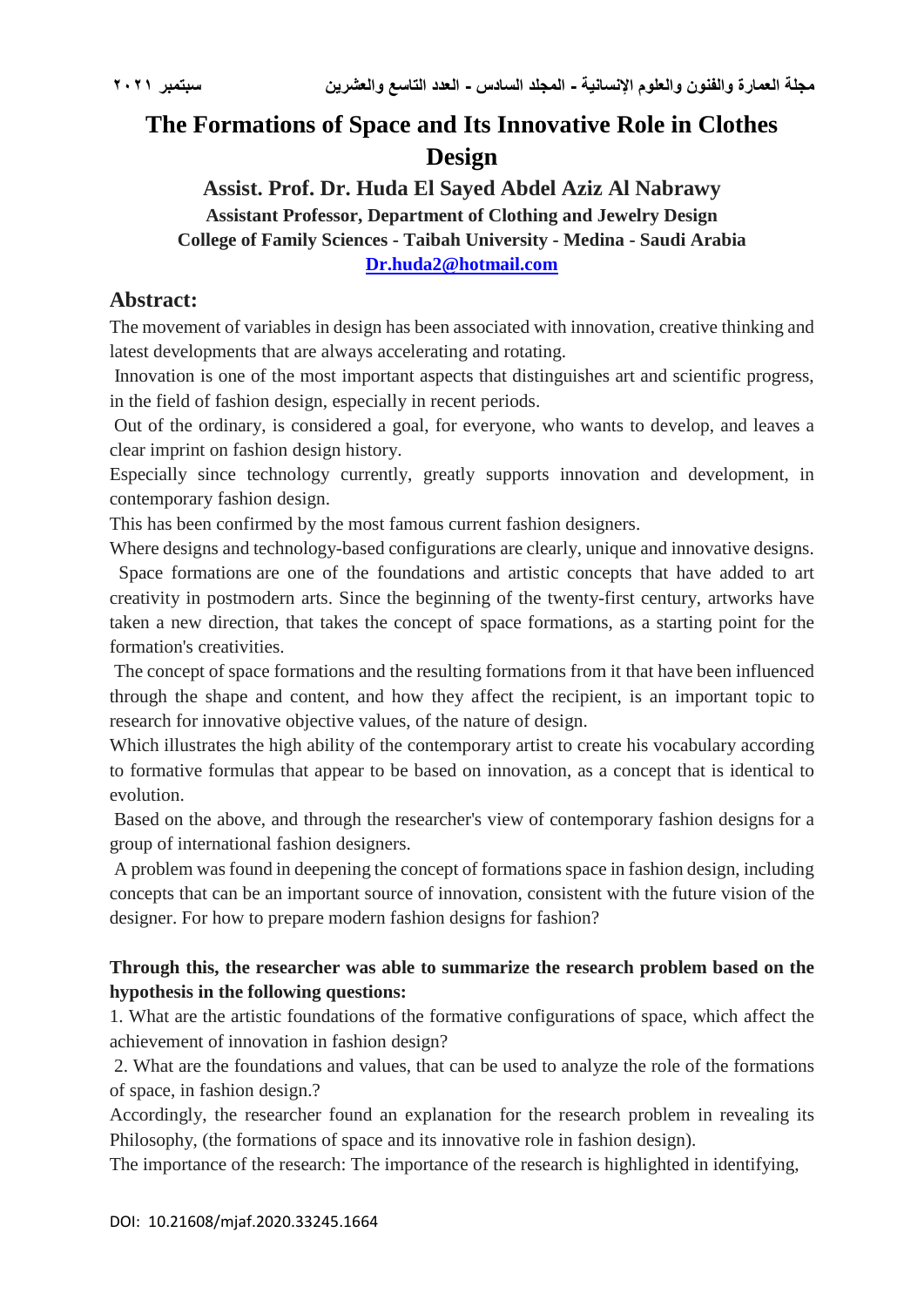# The Formations of Space and Its Innovative Role in Clothes Design

**Assist. Prof. Dr. Huda El Sayed Abdel Aziz Al Nabrawy**

**Assistant Professor, Department of Clothing and Jewelry Design**

**College of Family Sciences - Taibah University - Medina - Saudi Arabia**

**Dr.huda2@hotmail.com**

## Abstract:

The movement of variables in design has been associated with innovation, creative thinking and latest developments that are always accelerating and rotating.

Innovation is one of the most important aspects that distinguishes art and scientific progress, in the field of fashion design, especially in recent periods.

Out of the ordinary, is considered a goal, for everyone, who wants to develop, and leaves a clear imprint on fashion design history.

Especially since technology currently, greatly supports innovation and development, in contemporary fashion design.

This has been confirmed by the most famous current fashion designers.

Where designs and technology-based configurations are clearly, unique and innovative designs.

Space formations are one of the foundations and artistic concepts that have added to art creativity in postmodern arts. Since the beginning of the twenty-first century, artworks have taken a new direction, that takes the concept of space formations, as a starting point for the formation's creativities.

The concept of space formations and the resulting formations from it that have been influenced through the shape and content, and how they affect the recipient, is an important topic to research for innovative objective values, of the nature of design.

Which illustrates the high ability of the contemporary artist to create his vocabulary according to formative formulas that appear to be based on innovation, as a concept that is identical to evolution.

Based on the above, and through the researcher's view of contemporary fashion designs for a group of international fashion designers.

A problem was found in deepening the concept of formations space in fashion design, including concepts that can be an important source of innovation, consistent with the future vision of the designer. For how to prepare modern fashion designs for fashion?

**Through this, the researcher was able to summarize the research problem based on the hypothesis in the following questions:**

1. What are the artistic foundations of the formative configurations of space, which affect the achievement of innovation in fashion design?
2. What are the foundations and values, that can be used to analyze the role of the formations of space, in fashion design.?

Accordingly, the researcher found an explanation for the research problem in revealing its Philosophy, (the formations of space and its innovative role in fashion design).

The importance of the research: The importance of the research is highlighted in identifying,

DOI: 10.21608/mjaf.2020.33245.1664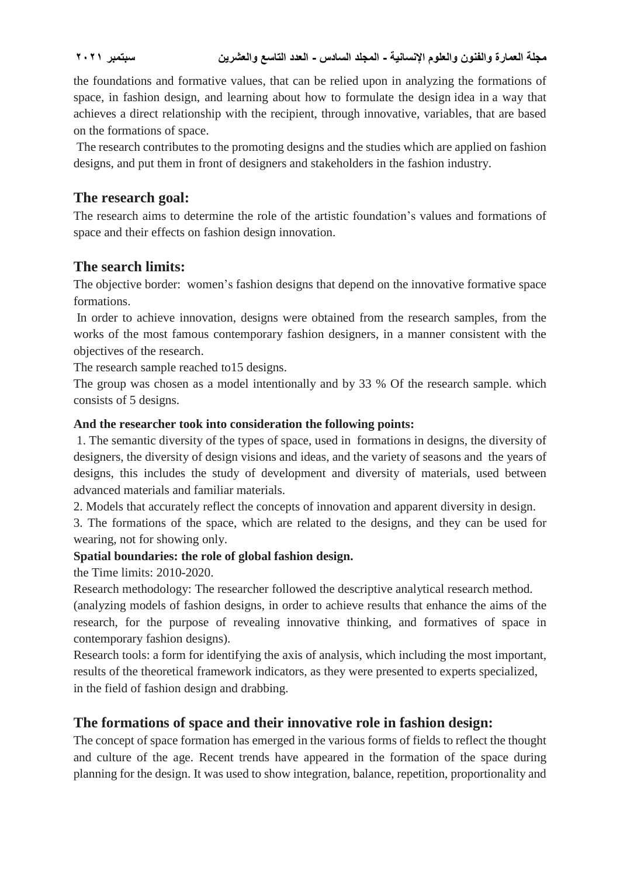the foundations and formative values, that can be relied upon in analyzing the formations of space, in fashion design, and learning about how to formulate the design idea in a way that achieves a direct relationship with the recipient, through innovative, variables, that are based on the formations of space.

The research contributes to the promoting designs and the studies which are applied on fashion designs, and put them in front of designers and stakeholders in the fashion industry.

## The research goal:

The research aims to determine the role of the artistic foundation's values and formations of space and their effects on fashion design innovation.

## The search limits:

The objective border: women's fashion designs that depend on the innovative formative space formations.

In order to achieve innovation, designs were obtained from the research samples, from the works of the most famous contemporary fashion designers, in a manner consistent with the objectives of the research.

The research sample reached to15 designs.

The group was chosen as a model intentionally and by 33 % Of the research sample. which consists of 5 designs.

**And the researcher took into consideration the following points:**

1. The semantic diversity of the types of space, used in formations in designs, the diversity of designers, the diversity of design visions and ideas, and the variety of seasons and the years of designs, this includes the study of development and diversity of materials, used between advanced materials and familiar materials.
2. Models that accurately reflect the concepts of innovation and apparent diversity in design.
3. The formations of the space, which are related to the designs, and they can be used for wearing, not for showing only.

**Spatial boundaries: the role of global fashion design.**

the Time limits: 2010-2020.

Research methodology: The researcher followed the descriptive analytical research method. (analyzing models of fashion designs, in order to achieve results that enhance the aims of the research, for the purpose of revealing innovative thinking, and formatives of space in contemporary fashion designs).

Research tools: a form for identifying the axis of analysis, which including the most important, results of the theoretical framework indicators, as they were presented to experts specialized, in the field of fashion design and drabbing.

## The formations of space and their innovative role in fashion design:

The concept of space formation has emerged in the various forms of fields to reflect the thought and culture of the age. Recent trends have appeared in the formation of the space during planning for the design. It was used to show integration, balance, repetition, proportionality and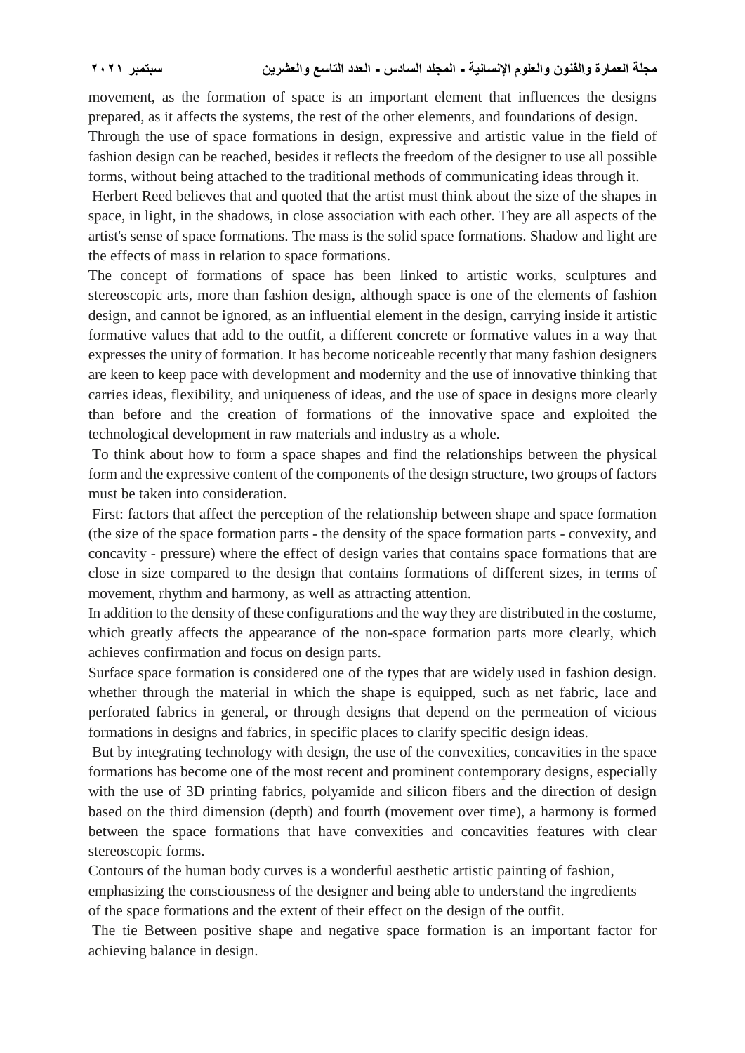movement, as the formation of space is an important element that influences the designs prepared, as it affects the systems, the rest of the other elements, and foundations of design.

Through the use of space formations in design, expressive and artistic value in the field of fashion design can be reached, besides it reflects the freedom of the designer to use all possible forms, without being attached to the traditional methods of communicating ideas through it.

Herbert Reed believes that and quoted that the artist must think about the size of the shapes in space, in light, in the shadows, in close association with each other. They are all aspects of the artist's sense of space formations. The mass is the solid space formations. Shadow and light are the effects of mass in relation to space formations.

The concept of formations of space has been linked to artistic works, sculptures and stereoscopic arts, more than fashion design, although space is one of the elements of fashion design, and cannot be ignored, as an influential element in the design, carrying inside it artistic formative values that add to the outfit, a different concrete or formative values in a way that expresses the unity of formation. It has become noticeable recently that many fashion designers are keen to keep pace with development and modernity and the use of innovative thinking that carries ideas, flexibility, and uniqueness of ideas, and the use of space in designs more clearly than before and the creation of formations of the innovative space and exploited the technological development in raw materials and industry as a whole.

To think about how to form a space shapes and find the relationships between the physical form and the expressive content of the components of the design structure, two groups of factors must be taken into consideration.

First: factors that affect the perception of the relationship between shape and space formation (the size of the space formation parts - the density of the space formation parts - convexity, and concavity - pressure) where the effect of design varies that contains space formations that are close in size compared to the design that contains formations of different sizes, in terms of movement, rhythm and harmony, as well as attracting attention.

In addition to the density of these configurations and the way they are distributed in the costume, which greatly affects the appearance of the non-space formation parts more clearly, which achieves confirmation and focus on design parts.

Surface space formation is considered one of the types that are widely used in fashion design. whether through the material in which the shape is equipped, such as net fabric, lace and perforated fabrics in general, or through designs that depend on the permeation of vicious formations in designs and fabrics, in specific places to clarify specific design ideas.

But by integrating technology with design, the use of the convexities, concavities in the space formations has become one of the most recent and prominent contemporary designs, especially with the use of 3D printing fabrics, polyamide and silicon fibers and the direction of design based on the third dimension (depth) and fourth (movement over time), a harmony is formed between the space formations that have convexities and concavities features with clear stereoscopic forms.

Contours of the human body curves is a wonderful aesthetic artistic painting of fashion, emphasizing the consciousness of the designer and being able to understand the ingredients of the space formations and the extent of their effect on the design of the outfit.

The tie Between positive shape and negative space formation is an important factor for achieving balance in design.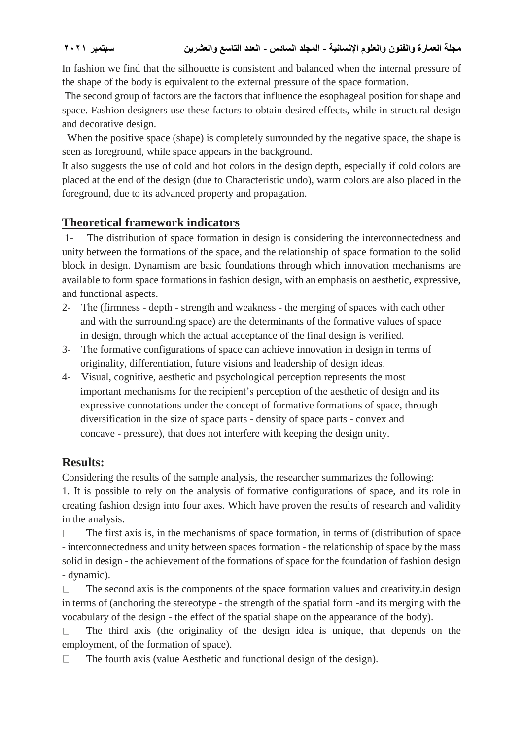In fashion we find that the silhouette is consistent and balanced when the internal pressure of the shape of the body is equivalent to the external pressure of the space formation.

The second group of factors are the factors that influence the esophageal position for shape and space. Fashion designers use these factors to obtain desired effects, while in structural design and decorative design.

When the positive space (shape) is completely surrounded by the negative space, the shape is seen as foreground, while space appears in the background.

It also suggests the use of cold and hot colors in the design depth, especially if cold colors are placed at the end of the design (due to Characteristic undo), warm colors are also placed in the foreground, due to its advanced property and propagation.

## Theoretical framework indicators

1- The distribution of space formation in design is considering the interconnectedness and unity between the formations of the space, and the relationship of space formation to the solid block in design. Dynamism are basic foundations through which innovation mechanisms are available to form space formations in fashion design, with an emphasis on aesthetic, expressive, and functional aspects.

2- The (firmness - depth - strength and weakness - the merging of spaces with each other and with the surrounding space) are the determinants of the formative values of space in design, through which the actual acceptance of the final design is verified.

3- The formative configurations of space can achieve innovation in design in terms of originality, differentiation, future visions and leadership of design ideas.

4- Visual, cognitive, aesthetic and psychological perception represents the most important mechanisms for the recipient's perception of the aesthetic of design and its expressive connotations under the concept of formative formations of space, through diversification in the size of space parts - density of space parts - convex and concave - pressure), that does not interfere with keeping the design unity.

## Results:

Considering the results of the sample analysis, the researcher summarizes the following:

1. It is possible to rely on the analysis of formative configurations of space, and its role in creating fashion design into four axes. Which have proven the results of research and validity in the analysis.

- The first axis is, in the mechanisms of space formation, in terms of (distribution of space - interconnectedness and unity between spaces formation - the relationship of space by the mass solid in design - the achievement of the formations of space for the foundation of fashion design - dynamic).
- The second axis is the components of the space formation values and creativity.in design in terms of (anchoring the stereotype - the strength of the spatial form -and its merging with the vocabulary of the design - the effect of the spatial shape on the appearance of the body).
- The third axis (the originality of the design idea is unique, that depends on the employment, of the formation of space).
- The fourth axis (value Aesthetic and functional design of the design).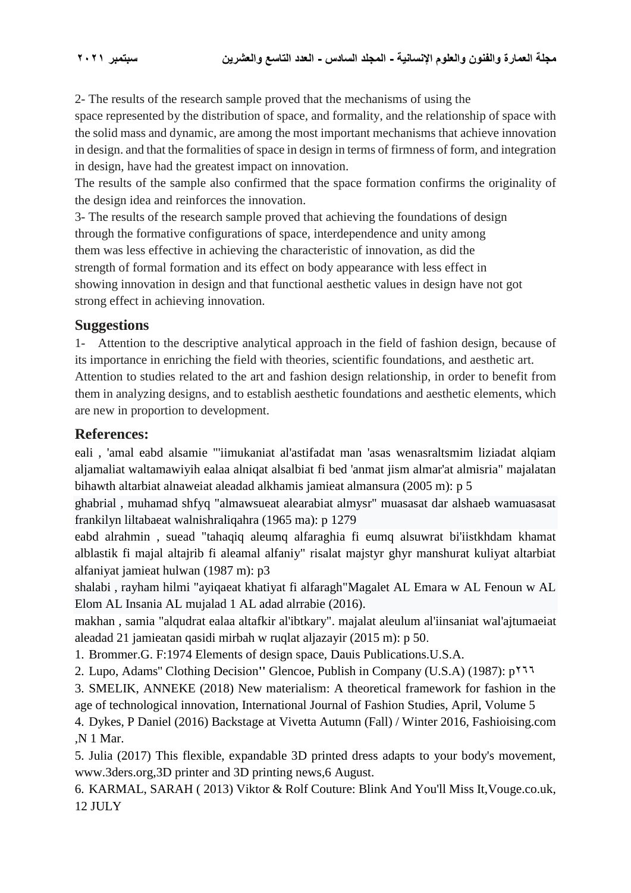2- The results of the research sample proved that the mechanisms of using the space represented by the distribution of space, and formality, and the relationship of space with the solid mass and dynamic, are among the most important mechanisms that achieve innovation in design. and that the formalities of space in design in terms of firmness of form, and integration in design, have had the greatest impact on innovation.

The results of the sample also confirmed that the space formation confirms the originality of the design idea and reinforces the innovation.

3- The results of the research sample proved that achieving the foundations of design through the formative configurations of space, interdependence and unity among them was less effective in achieving the characteristic of innovation, as did the strength of formal formation and its effect on body appearance with less effect in showing innovation in design and that functional aesthetic values in design have not got strong effect in achieving innovation.

## Suggestions

1- Attention to the descriptive analytical approach in the field of fashion design, because of its importance in enriching the field with theories, scientific foundations, and aesthetic art.

Attention to studies related to the art and fashion design relationship, in order to benefit from them in analyzing designs, and to establish aesthetic foundations and aesthetic elements, which are new in proportion to development.

## References:

eali , 'amal eabd alsamie "'iimukaniat al'astifadat man 'asas wenasraltsmim liziadat alqiam aljamaliat waltamawiyih ealaa alniqat alsalbiat fi bed 'anmat jism almar'at almisria" majalatan bihawth altarbiat alnaweiat aleadad alkhamis jamieat almansura (2005 m): p 5

ghabrial , muhamad shfyq "almawsueat alearabiat almysr" muasasat dar alshaeb wamuasasat frankilyn liltabaeat walnishraliqahra (1965 ma): p 1279

eabd alrahmin , suead "tahaqiq aleumq alfaraghia fi eumq alsuwrat bi'iistkhdam khamat alblastik fi majal altajrib fi aleamal alfaniy" risalat majstyr ghyr manshurat kuliyat altarbiat alfaniyat jamieat hulwan (1987 m): p3

shalabi , rayham hilmi "ayiqaeat khatiyat fi alfaragh"Magalet AL Emara w AL Fenoun w AL Elom AL Insania AL mujalad 1 AL adad alrrabie (2016).

makhan , samia "alqudrat ealaa altafkir al'ibtkary". majalat aleulum al'iinsaniat wal'ajtumaeiat aleadad 21 jamieatan qasidi mirbah w ruqlat aljazayir (2015 m): p 50.

1. Brommer.G. F:1974 Elements of design space, Dauis Publications.U.S.A.
2. Lupo, Adams" Clothing Decision'' Glencoe, Publish in Company (U.S.A) (1987): p٢٦٦
3. SMELIK, ANNEKE (2018) New materialism: A theoretical framework for fashion in the age of technological innovation, International Journal of Fashion Studies, April, Volume 5
4. Dykes, P Daniel (2016) Backstage at Vivetta Autumn (Fall) / Winter 2016, Fashioising.com ,N 1 Mar.
5. Julia (2017) This flexible, expandable 3D printed dress adapts to your body's movement, www.3ders.org,3D printer and 3D printing news,6 August.
6. KARMAL, SARAH ( 2013) Viktor & Rolf Couture: Blink And You'll Miss It,Vouge.co.uk, 12 JULY